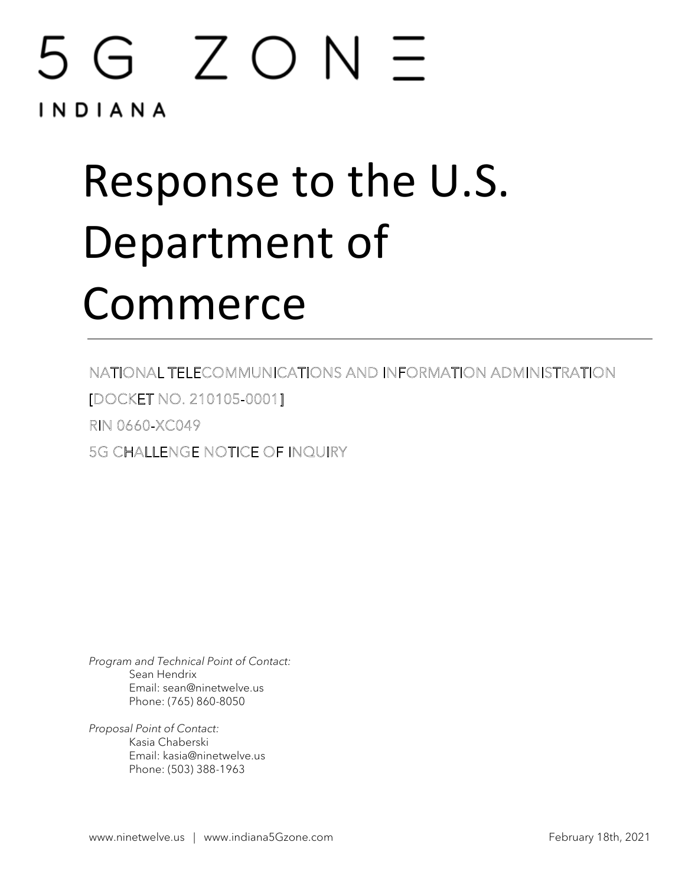5G ZONE

INDIANA

# Response to the U.S. Department of Commerce

NATIONAL TELECOMMUNICATIONS AND INFORMATION ADMINISTRATION

[DOCKET NO. 210105-0001]

RIN 0660-XC049

5G CHALLENGE NOTICE OF INQUIRY

*Program and Technical Point of Contact:*
Sean Hendrix
Email: sean@ninetwelve.us
Phone: (765) 860-8050

*Proposal Point of Contact:*
Kasia Chaberski
Email: kasia@ninetwelve.us
Phone: (503) 388-1963

www.ninetwelve.us | www.indiana5Gzone.com

February 18th, 2021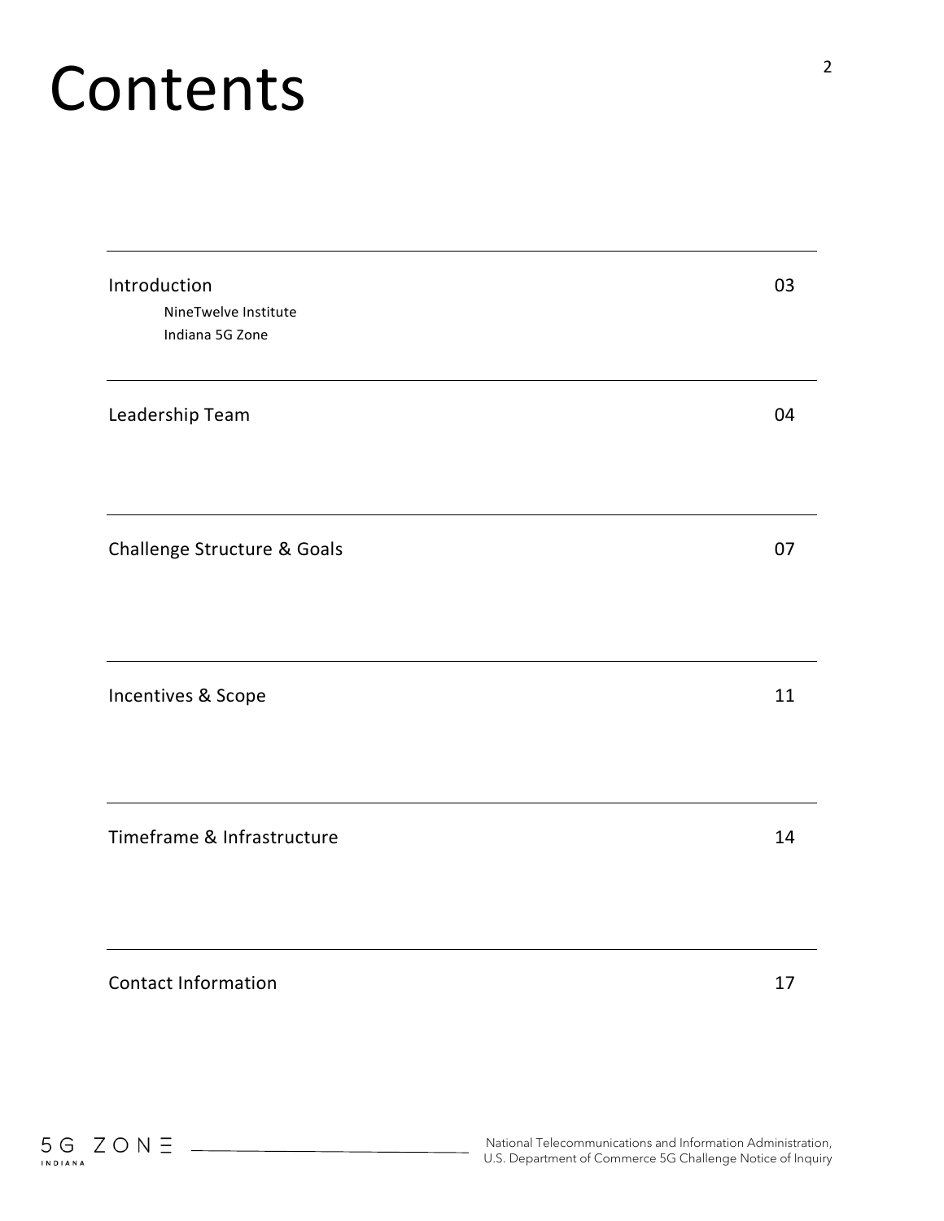# Contents

| | |
|---|---|
| Introduction<br>NineTwelve Institute<br>Indiana 5G Zone | 03 |
| Leadership Team | 04 |
| Challenge Structure & Goals | 07 |
| Incentives & Scope | 11 |
| Timeframe & Infrastructure | 14 |
| Contact Information | 17 |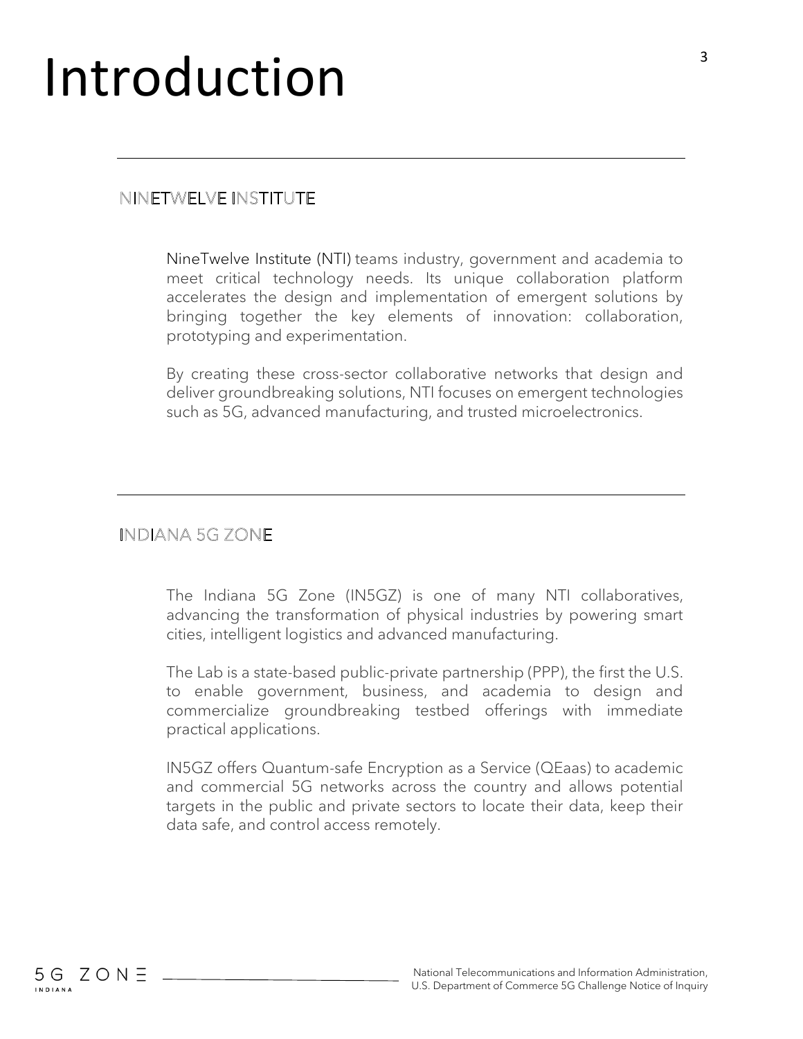# Introduction

## NINETWELVE INSTITUTE

NineTwelve Institute (NTI) teams industry, government and academia to meet critical technology needs. Its unique collaboration platform accelerates the design and implementation of emergent solutions by bringing together the key elements of innovation: collaboration, prototyping and experimentation.

By creating these cross-sector collaborative networks that design and deliver groundbreaking solutions, NTI focuses on emergent technologies such as 5G, advanced manufacturing, and trusted microelectronics.

## INDIANA 5G ZONE

The Indiana 5G Zone (IN5GZ) is one of many NTI collaboratives, advancing the transformation of physical industries by powering smart cities, intelligent logistics and advanced manufacturing.

The Lab is a state-based public-private partnership (PPP), the first the U.S. to enable government, business, and academia to design and commercialize groundbreaking testbed offerings with immediate practical applications.

IN5GZ offers Quantum-safe Encryption as a Service (QEaas) to academic and commercial 5G networks across the country and allows potential targets in the public and private sectors to locate their data, keep their data safe, and control access remotely.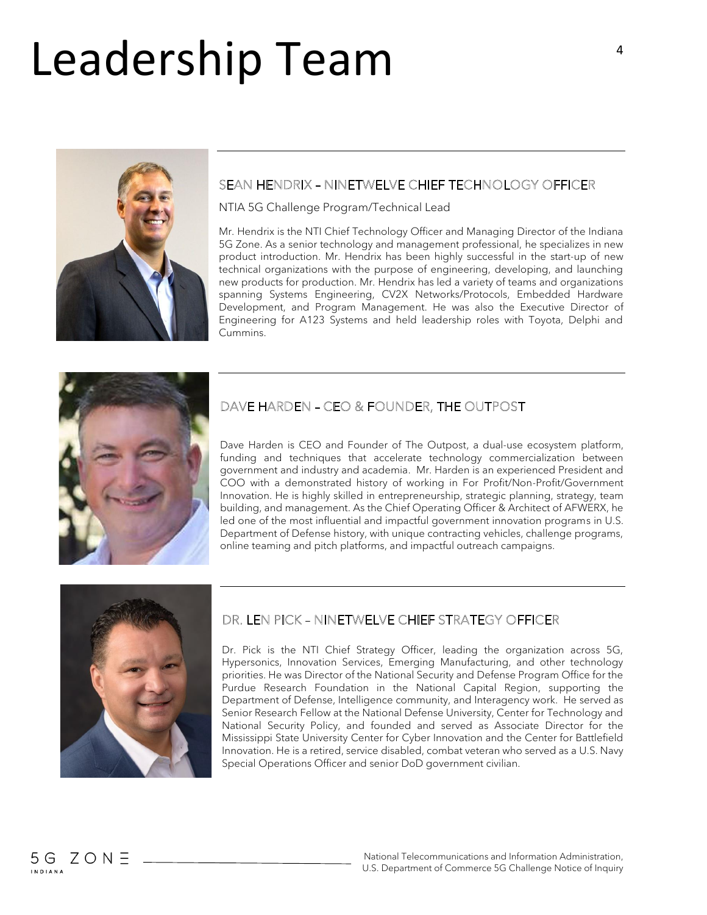# Leadership Team

### SEAN HENDRIX – NINETWELVE CHIEF TECHNOLOGY OFFICER

NTIA 5G Challenge Program/Technical Lead

Mr. Hendrix is the NTI Chief Technology Officer and Managing Director of the Indiana 5G Zone. As a senior technology and management professional, he specializes in new product introduction. Mr. Hendrix has been highly successful in the start-up of new technical organizations with the purpose of engineering, developing, and launching new products for production. Mr. Hendrix has led a variety of teams and organizations spanning Systems Engineering, CV2X Networks/Protocols, Embedded Hardware Development, and Program Management. He was also the Executive Director of Engineering for A123 Systems and held leadership roles with Toyota, Delphi and Cummins.

### DAVE HARDEN – CEO & FOUNDER, THE OUTPOST

Dave Harden is CEO and Founder of The Outpost, a dual-use ecosystem platform, funding and techniques that accelerate technology commercialization between government and industry and academia. Mr. Harden is an experienced President and COO with a demonstrated history of working in For Profit/Non-Profit/Government Innovation. He is highly skilled in entrepreneurship, strategic planning, strategy, team building, and management. As the Chief Operating Officer & Architect of AFWERX, he led one of the most influential and impactful government innovation programs in U.S. Department of Defense history, with unique contracting vehicles, challenge programs, online teaming and pitch platforms, and impactful outreach campaigns.

### DR. LEN PICK – NINETWELVE CHIEF STRATEGY OFFICER

Dr. Pick is the NTI Chief Strategy Officer, leading the organization across 5G, Hypersonics, Innovation Services, Emerging Manufacturing, and other technology priorities. He was Director of the National Security and Defense Program Office for the Purdue Research Foundation in the National Capital Region, supporting the Department of Defense, Intelligence community, and Interagency work. He served as Senior Research Fellow at the National Defense University, Center for Technology and National Security Policy, and founded and served as Associate Director for the Mississippi State University Center for Cyber Innovation and the Center for Battlefield Innovation. He is a retired, service disabled, combat veteran who served as a U.S. Navy Special Operations Officer and senior DoD government civilian.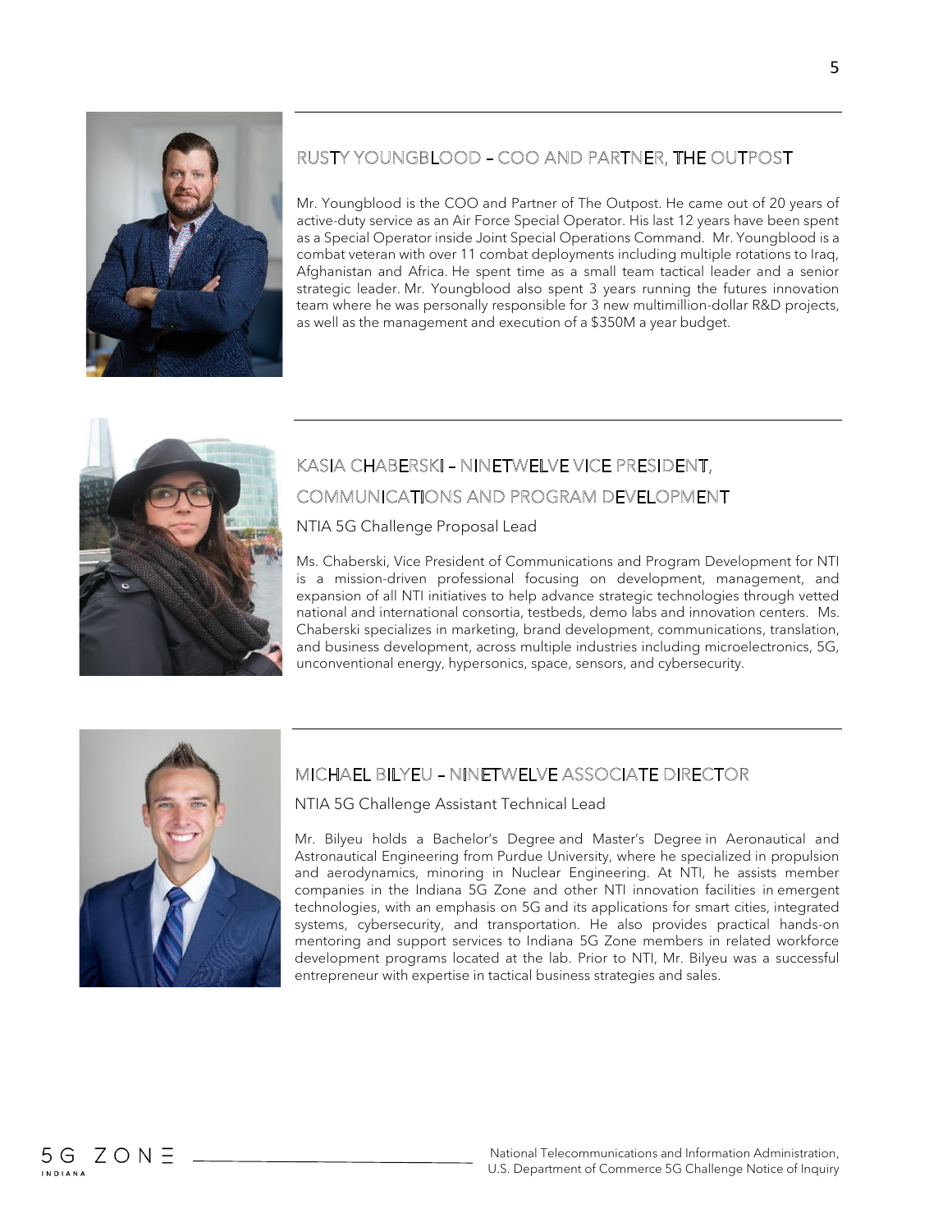## RUSTY YOUNGBLOOD – COO AND PARTNER, THE OUTPOST

Mr. Youngblood is the COO and Partner of The Outpost. He came out of 20 years of active-duty service as an Air Force Special Operator. His last 12 years have been spent as a Special Operator inside Joint Special Operations Command. Mr. Youngblood is a combat veteran with over 11 combat deployments including multiple rotations to Iraq, Afghanistan and Africa. He spent time as a small team tactical leader and a senior strategic leader. Mr. Youngblood also spent 3 years running the futures innovation team where he was personally responsible for 3 new multimillion-dollar R&D projects, as well as the management and execution of a $350M a year budget.

## KASIA CHABERSKI – NINETWELVE VICE PRESIDENT, COMMUNICATIONS AND PROGRAM DEVELOPMENT

NTIA 5G Challenge Proposal Lead

Ms. Chaberski, Vice President of Communications and Program Development for NTI is a mission-driven professional focusing on development, management, and expansion of all NTI initiatives to help advance strategic technologies through vetted national and international consortia, testbeds, demo labs and innovation centers. Ms. Chaberski specializes in marketing, brand development, communications, translation, and business development, across multiple industries including microelectronics, 5G, unconventional energy, hypersonics, space, sensors, and cybersecurity.

## MICHAEL BILYEU – NINETWELVE ASSOCIATE DIRECTOR

NTIA 5G Challenge Assistant Technical Lead

Mr. Bilyeu holds a Bachelor's Degree and Master's Degree in Aeronautical and Astronautical Engineering from Purdue University, where he specialized in propulsion and aerodynamics, minoring in Nuclear Engineering. At NTI, he assists member companies in the Indiana 5G Zone and other NTI innovation facilities in emergent technologies, with an emphasis on 5G and its applications for smart cities, integrated systems, cybersecurity, and transportation. He also provides practical hands-on mentoring and support services to Indiana 5G Zone members in related workforce development programs located at the lab. Prior to NTI, Mr. Bilyeu was a successful entrepreneur with expertise in tactical business strategies and sales.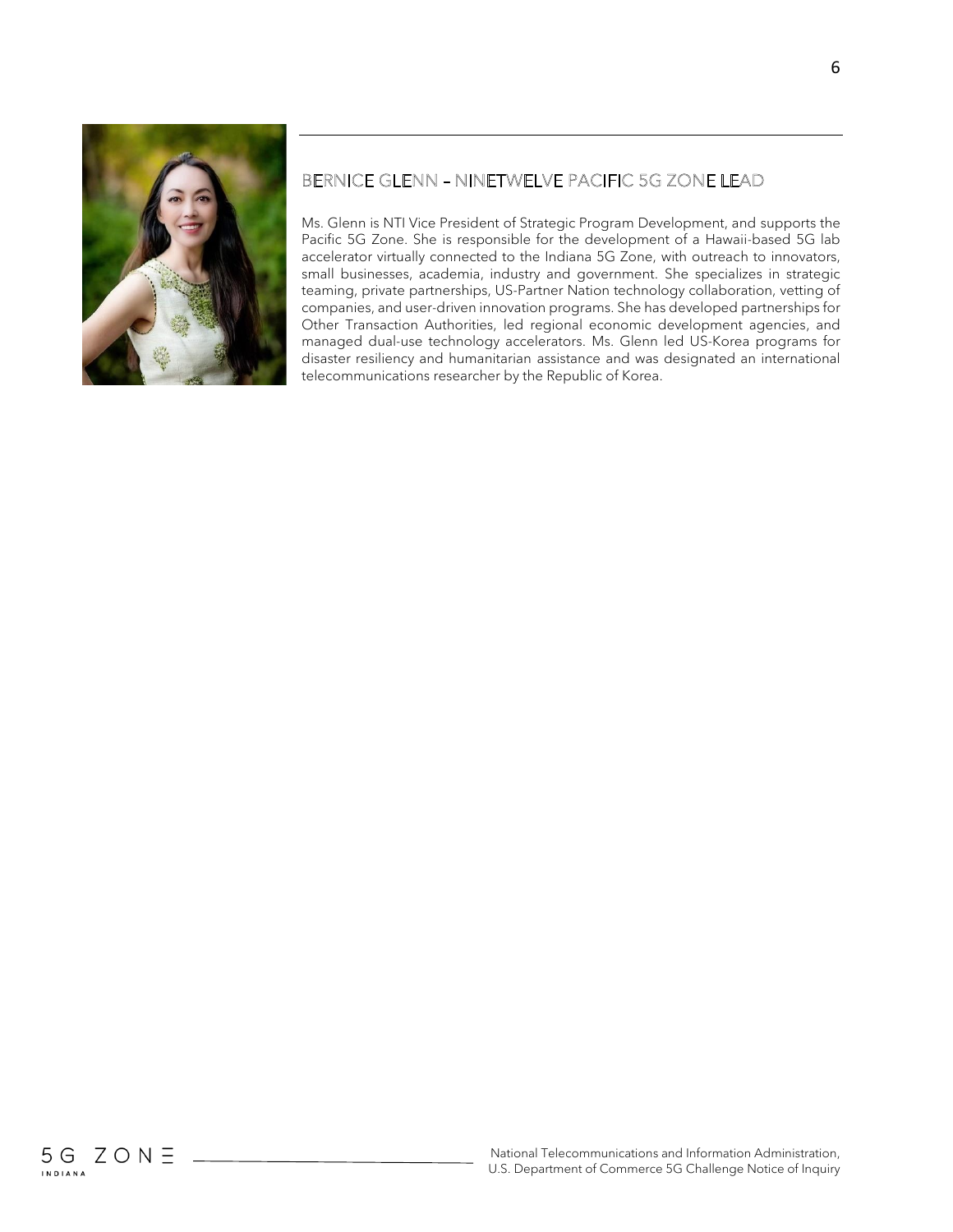## BERNICE GLENN – NINETWELVE PACIFIC 5G ZONE LEAD

Ms. Glenn is NTI Vice President of Strategic Program Development, and supports the Pacific 5G Zone. She is responsible for the development of a Hawaii-based 5G lab accelerator virtually connected to the Indiana 5G Zone, with outreach to innovators, small businesses, academia, industry and government. She specializes in strategic teaming, private partnerships, US-Partner Nation technology collaboration, vetting of companies, and user-driven innovation programs. She has developed partnerships for Other Transaction Authorities, led regional economic development agencies, and managed dual-use technology accelerators. Ms. Glenn led US-Korea programs for disaster resiliency and humanitarian assistance and was designated an international telecommunications researcher by the Republic of Korea.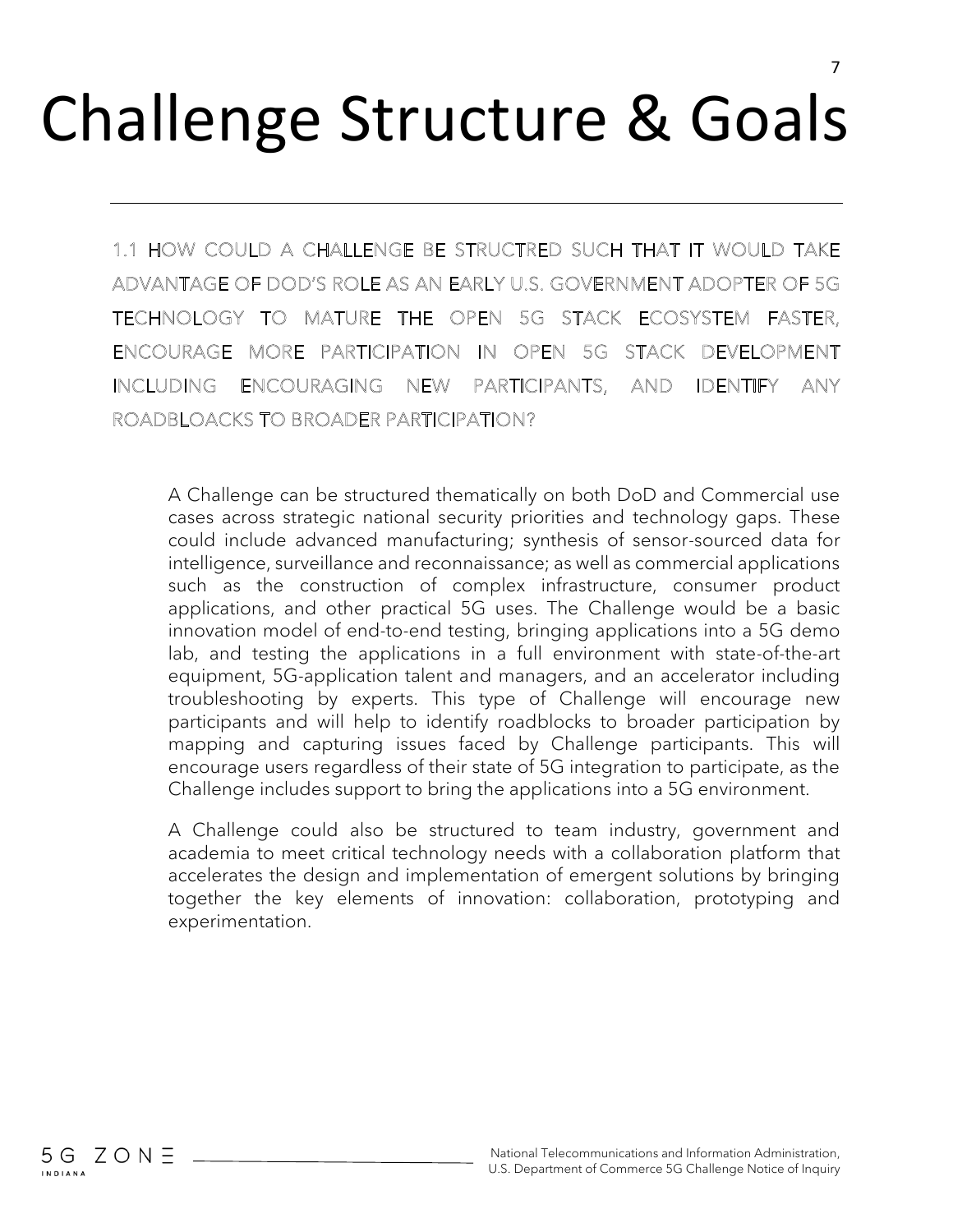# Challenge Structure & Goals

## 1.1 HOW COULD A CHALLENGE BE STRUCTRED SUCH THAT IT WOULD TAKE ADVANTAGE OF DOD'S ROLE AS AN EARLY U.S. GOVERNMENT ADOPTER OF 5G TECHNOLOGY TO MATURE THE OPEN 5G STACK ECOSYSTEM FASTER, ENCOURAGE MORE PARTICIPATION IN OPEN 5G STACK DEVELOPMENT INCLUDING ENCOURAGING NEW PARTICIPANTS, AND IDENTIFY ANY ROADBLOACKS TO BROADER PARTICIPATION?

A Challenge can be structured thematically on both DoD and Commercial use cases across strategic national security priorities and technology gaps. These could include advanced manufacturing; synthesis of sensor-sourced data for intelligence, surveillance and reconnaissance; as well as commercial applications such as the construction of complex infrastructure, consumer product applications, and other practical 5G uses. The Challenge would be a basic innovation model of end-to-end testing, bringing applications into a 5G demo lab, and testing the applications in a full environment with state-of-the-art equipment, 5G-application talent and managers, and an accelerator including troubleshooting by experts. This type of Challenge will encourage new participants and will help to identify roadblocks to broader participation by mapping and capturing issues faced by Challenge participants. This will encourage users regardless of their state of 5G integration to participate, as the Challenge includes support to bring the applications into a 5G environment.

A Challenge could also be structured to team industry, government and academia to meet critical technology needs with a collaboration platform that accelerates the design and implementation of emergent solutions by bringing together the key elements of innovation: collaboration, prototyping and experimentation.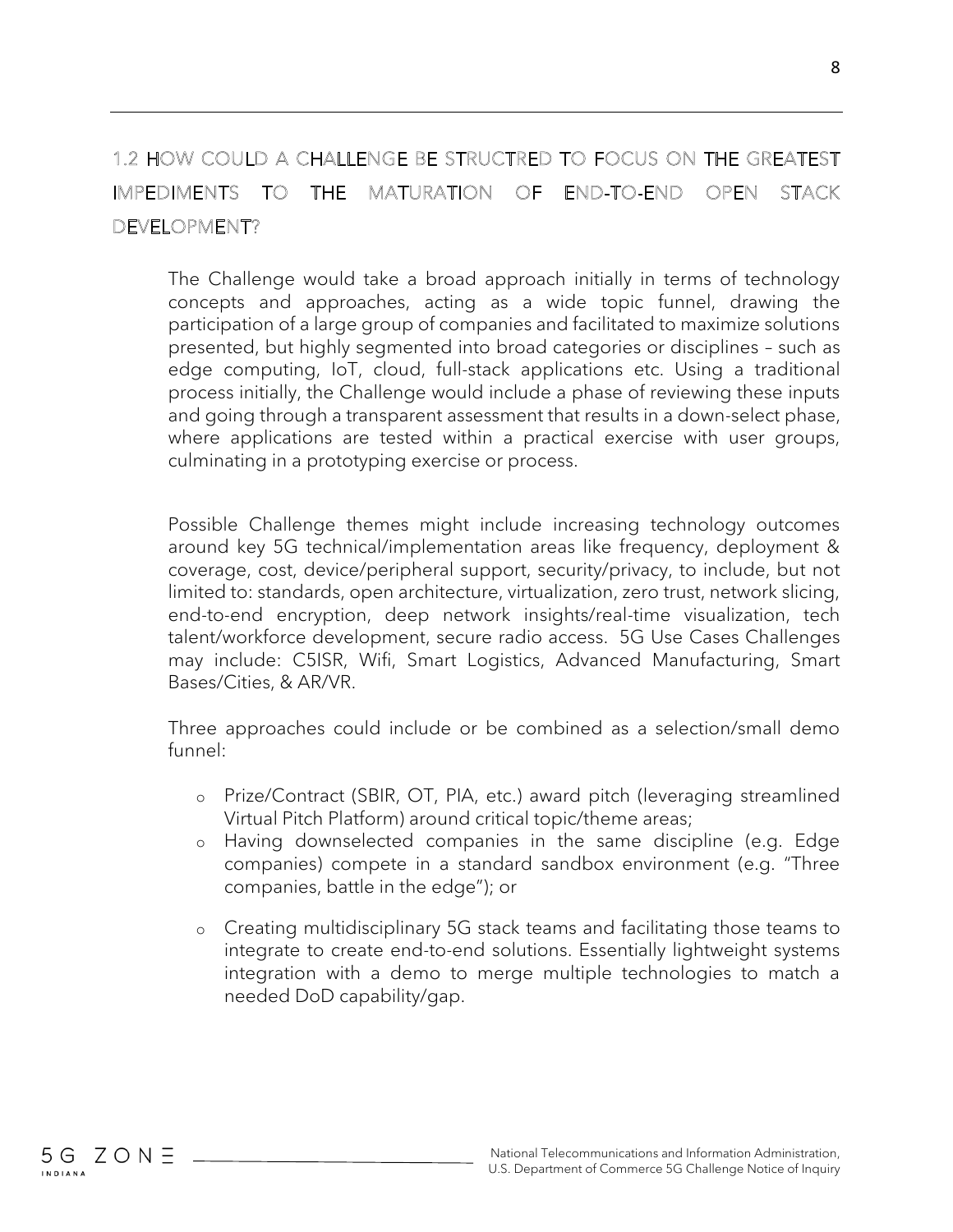## 1.2 HOW COULD A CHALLENGE BE STRUCTRED TO FOCUS ON THE GREATEST IMPEDIMENTS TO THE MATURATION OF END-TO-END OPEN STACK DEVELOPMENT?

The Challenge would take a broad approach initially in terms of technology concepts and approaches, acting as a wide topic funnel, drawing the participation of a large group of companies and facilitated to maximize solutions presented, but highly segmented into broad categories or disciplines – such as edge computing, IoT, cloud, full-stack applications etc. Using a traditional process initially, the Challenge would include a phase of reviewing these inputs and going through a transparent assessment that results in a down-select phase, where applications are tested within a practical exercise with user groups, culminating in a prototyping exercise or process.

Possible Challenge themes might include increasing technology outcomes around key 5G technical/implementation areas like frequency, deployment & coverage, cost, device/peripheral support, security/privacy, to include, but not limited to: standards, open architecture, virtualization, zero trust, network slicing, end-to-end encryption, deep network insights/real-time visualization, tech talent/workforce development, secure radio access. 5G Use Cases Challenges may include: C5ISR, Wifi, Smart Logistics, Advanced Manufacturing, Smart Bases/Cities, & AR/VR.

Three approaches could include or be combined as a selection/small demo funnel:

- Prize/Contract (SBIR, OT, PIA, etc.) award pitch (leveraging streamlined Virtual Pitch Platform) around critical topic/theme areas;
- Having downselected companies in the same discipline (e.g. Edge companies) compete in a standard sandbox environment (e.g. "Three companies, battle in the edge"); or
- Creating multidisciplinary 5G stack teams and facilitating those teams to integrate to create end-to-end solutions. Essentially lightweight systems integration with a demo to merge multiple technologies to match a needed DoD capability/gap.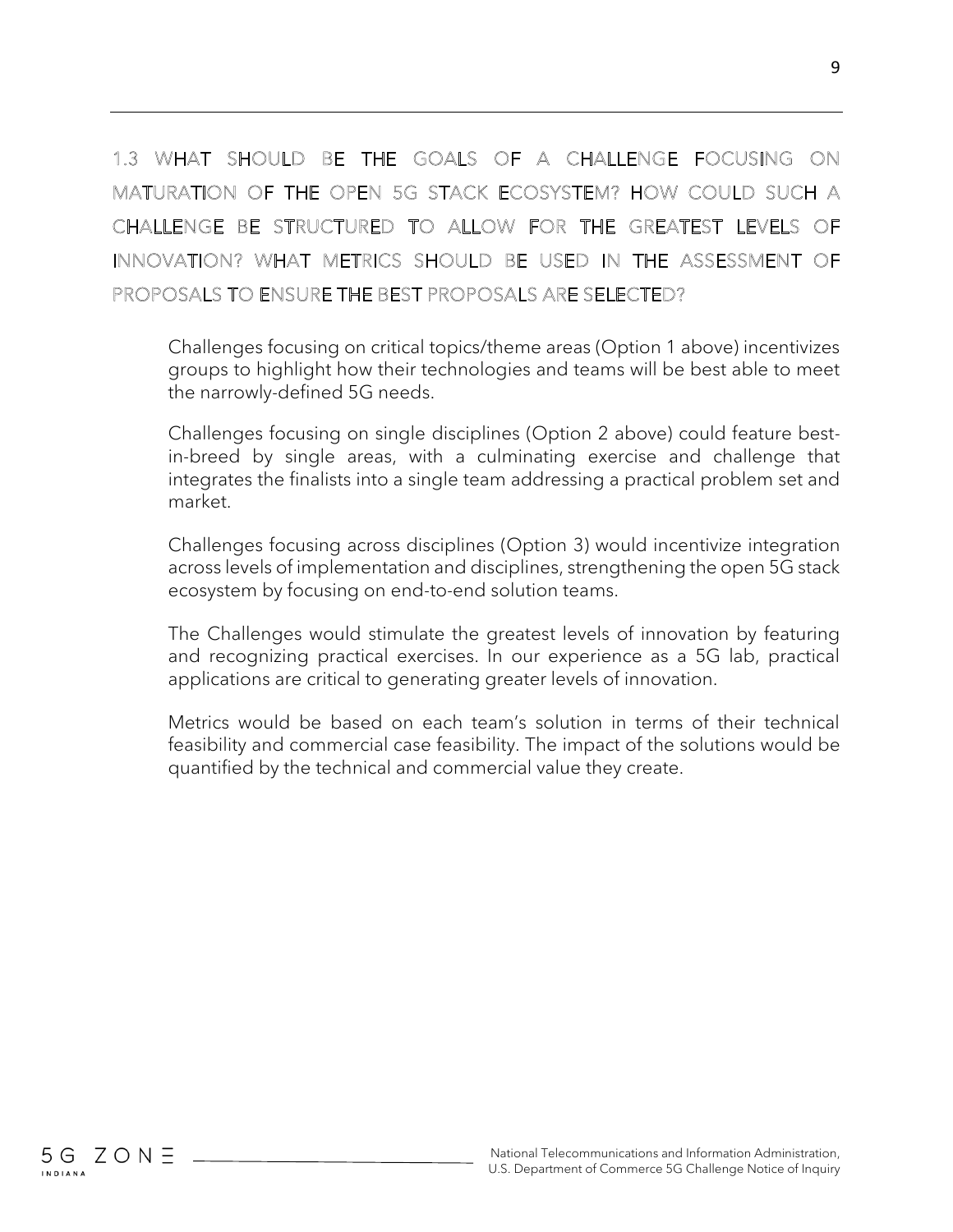### 1.3 WHAT SHOULD BE THE GOALS OF A CHALLENGE FOCUSING ON MATURATION OF THE OPEN 5G STACK ECOSYSTEM? HOW COULD SUCH A CHALLENGE BE STRUCTURED TO ALLOW FOR THE GREATEST LEVELS OF INNOVATION? WHAT METRICS SHOULD BE USED IN THE ASSESSMENT OF PROPOSALS TO ENSURE THE BEST PROPOSALS ARE SELECTED?

Challenges focusing on critical topics/theme areas (Option 1 above) incentivizes groups to highlight how their technologies and teams will be best able to meet the narrowly-defined 5G needs.

Challenges focusing on single disciplines (Option 2 above) could feature best-in-breed by single areas, with a culminating exercise and challenge that integrates the finalists into a single team addressing a practical problem set and market.

Challenges focusing across disciplines (Option 3) would incentivize integration across levels of implementation and disciplines, strengthening the open 5G stack ecosystem by focusing on end-to-end solution teams.

The Challenges would stimulate the greatest levels of innovation by featuring and recognizing practical exercises. In our experience as a 5G lab, practical applications are critical to generating greater levels of innovation.

Metrics would be based on each team's solution in terms of their technical feasibility and commercial case feasibility. The impact of the solutions would be quantified by the technical and commercial value they create.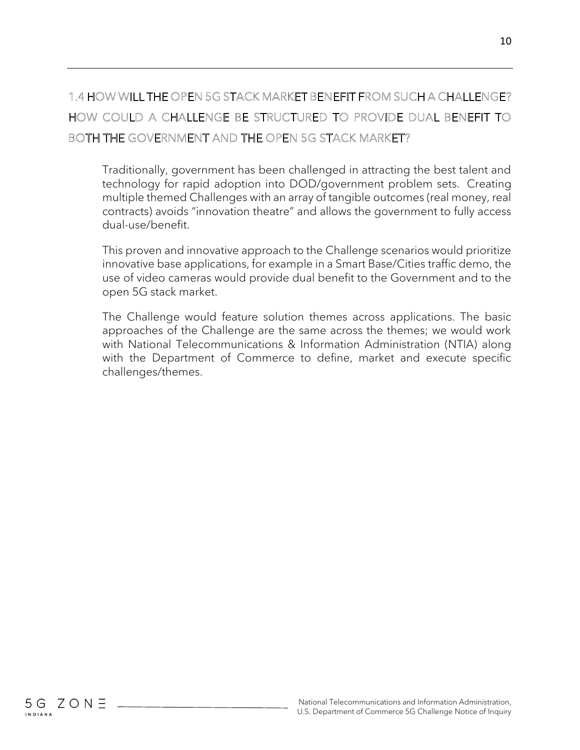## 1.4 HOW WILL THE OPEN 5G STACK MARKET BENEFIT FROM SUCH A CHALLENGE? HOW COULD A CHALLENGE BE STRUCTURED TO PROVIDE DUAL BENEFIT TO BOTH THE GOVERNMENT AND THE OPEN 5G STACK MARKET?

Traditionally, government has been challenged in attracting the best talent and technology for rapid adoption into DOD/government problem sets. Creating multiple themed Challenges with an array of tangible outcomes (real money, real contracts) avoids "innovation theatre" and allows the government to fully access dual-use/benefit.

This proven and innovative approach to the Challenge scenarios would prioritize innovative base applications, for example in a Smart Base/Cities traffic demo, the use of video cameras would provide dual benefit to the Government and to the open 5G stack market.

The Challenge would feature solution themes across applications. The basic approaches of the Challenge are the same across the themes; we would work with National Telecommunications & Information Administration (NTIA) along with the Department of Commerce to define, market and execute specific challenges/themes.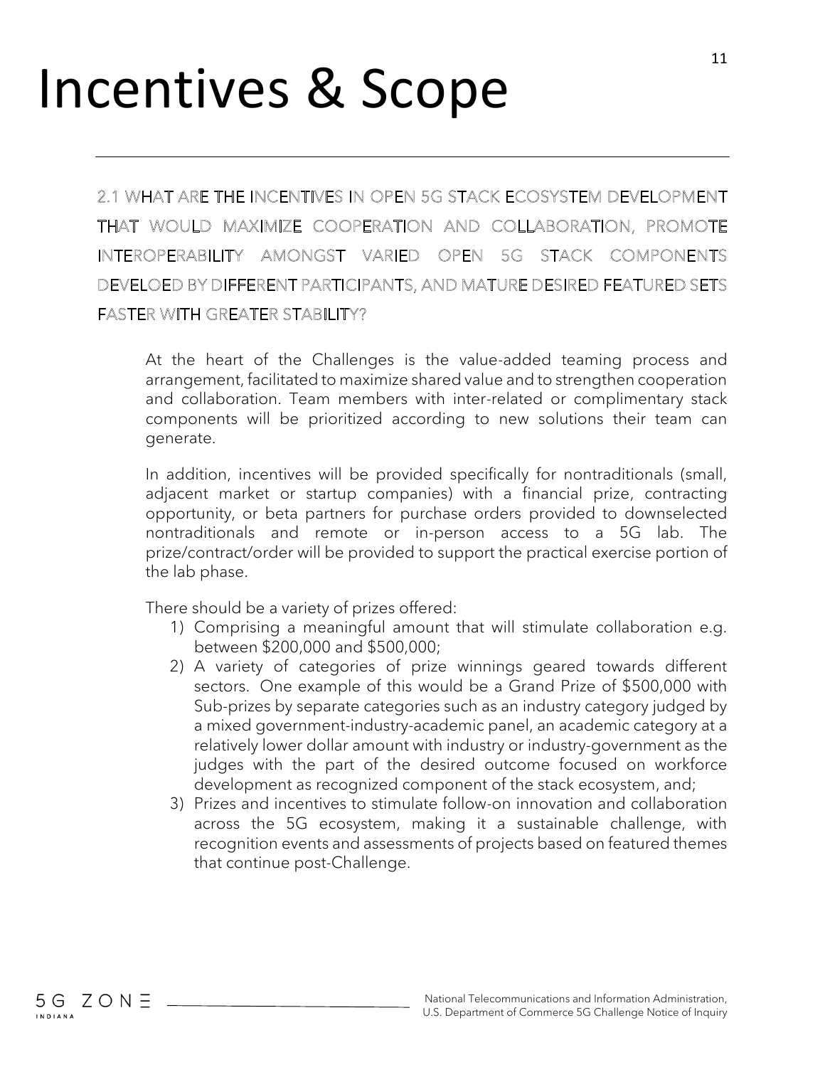# Incentives & Scope

## 2.1 WHAT ARE THE INCENTIVES IN OPEN 5G STACK ECOSYSTEM DEVELOPMENT THAT WOULD MAXIMIZE COOPERATION AND COLLABORATION, PROMOTE INTEROPERABILITY AMONGST VARIED OPEN 5G STACK COMPONENTS DEVELOED BY DIFFERENT PARTICIPANTS, AND MATURE DESIRED FEATURED SETS FASTER WITH GREATER STABILITY?

At the heart of the Challenges is the value-added teaming process and arrangement, facilitated to maximize shared value and to strengthen cooperation and collaboration. Team members with inter-related or complimentary stack components will be prioritized according to new solutions their team can generate.

In addition, incentives will be provided specifically for nontraditionals (small, adjacent market or startup companies) with a financial prize, contracting opportunity, or beta partners for purchase orders provided to downselected nontraditionals and remote or in-person access to a 5G lab. The prize/contract/order will be provided to support the practical exercise portion of the lab phase.

There should be a variety of prizes offered:

1) Comprising a meaningful amount that will stimulate collaboration e.g. between $200,000 and $500,000;
2) A variety of categories of prize winnings geared towards different sectors. One example of this would be a Grand Prize of $500,000 with Sub-prizes by separate categories such as an industry category judged by a mixed government-industry-academic panel, an academic category at a relatively lower dollar amount with industry or industry-government as the judges with the part of the desired outcome focused on workforce development as recognized component of the stack ecosystem, and;
3) Prizes and incentives to stimulate follow-on innovation and collaboration across the 5G ecosystem, making it a sustainable challenge, with recognition events and assessments of projects based on featured themes that continue post-Challenge.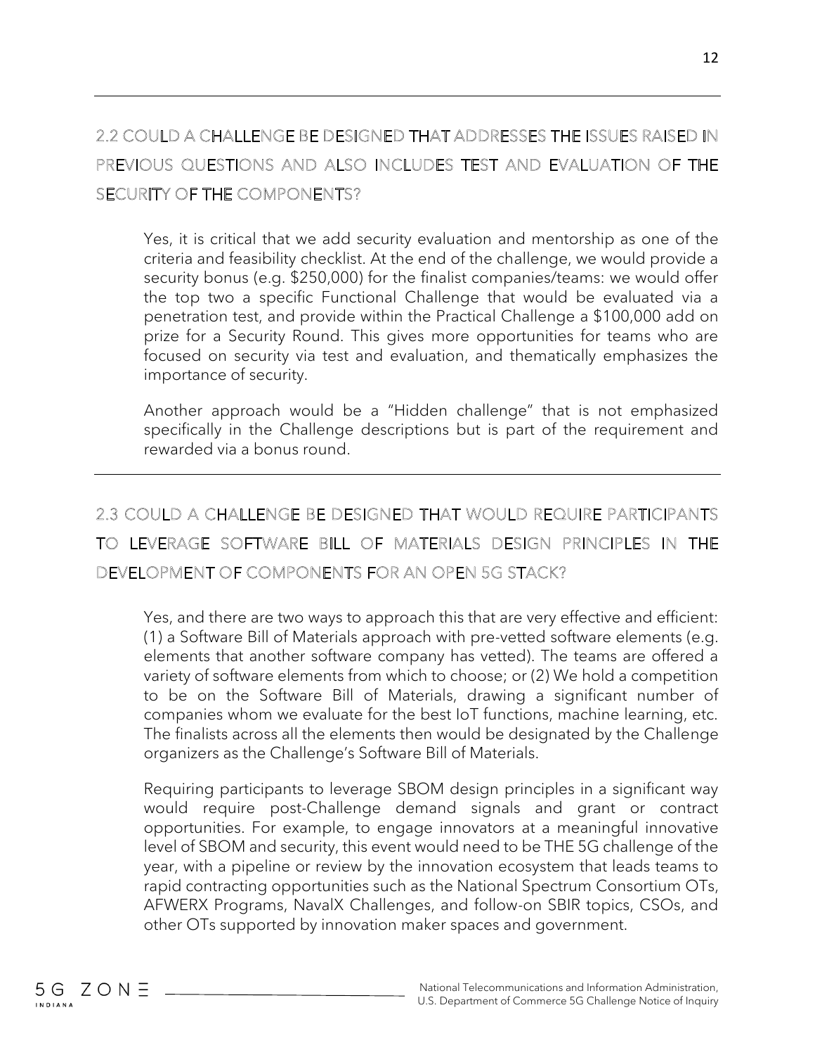## 2.2 COULD A CHALLENGE BE DESIGNED THAT ADDRESSES THE ISSUES RAISED IN PREVIOUS QUESTIONS AND ALSO INCLUDES TEST AND EVALUATION OF THE SECURITY OF THE COMPONENTS?

Yes, it is critical that we add security evaluation and mentorship as one of the criteria and feasibility checklist. At the end of the challenge, we would provide a security bonus (e.g. $250,000) for the finalist companies/teams: we would offer the top two a specific Functional Challenge that would be evaluated via a penetration test, and provide within the Practical Challenge a $100,000 add on prize for a Security Round. This gives more opportunities for teams who are focused on security via test and evaluation, and thematically emphasizes the importance of security.

Another approach would be a "Hidden challenge" that is not emphasized specifically in the Challenge descriptions but is part of the requirement and rewarded via a bonus round.

## 2.3 COULD A CHALLENGE BE DESIGNED THAT WOULD REQUIRE PARTICIPANTS TO LEVERAGE SOFTWARE BILL OF MATERIALS DESIGN PRINCIPLES IN THE DEVELOPMENT OF COMPONENTS FOR AN OPEN 5G STACK?

Yes, and there are two ways to approach this that are very effective and efficient: (1) a Software Bill of Materials approach with pre-vetted software elements (e.g. elements that another software company has vetted). The teams are offered a variety of software elements from which to choose; or (2) We hold a competition to be on the Software Bill of Materials, drawing a significant number of companies whom we evaluate for the best IoT functions, machine learning, etc. The finalists across all the elements then would be designated by the Challenge organizers as the Challenge's Software Bill of Materials.

Requiring participants to leverage SBOM design principles in a significant way would require post-Challenge demand signals and grant or contract opportunities. For example, to engage innovators at a meaningful innovative level of SBOM and security, this event would need to be THE 5G challenge of the year, with a pipeline or review by the innovation ecosystem that leads teams to rapid contracting opportunities such as the National Spectrum Consortium OTs, AFWERX Programs, NavalX Challenges, and follow-on SBIR topics, CSOs, and other OTs supported by innovation maker spaces and government.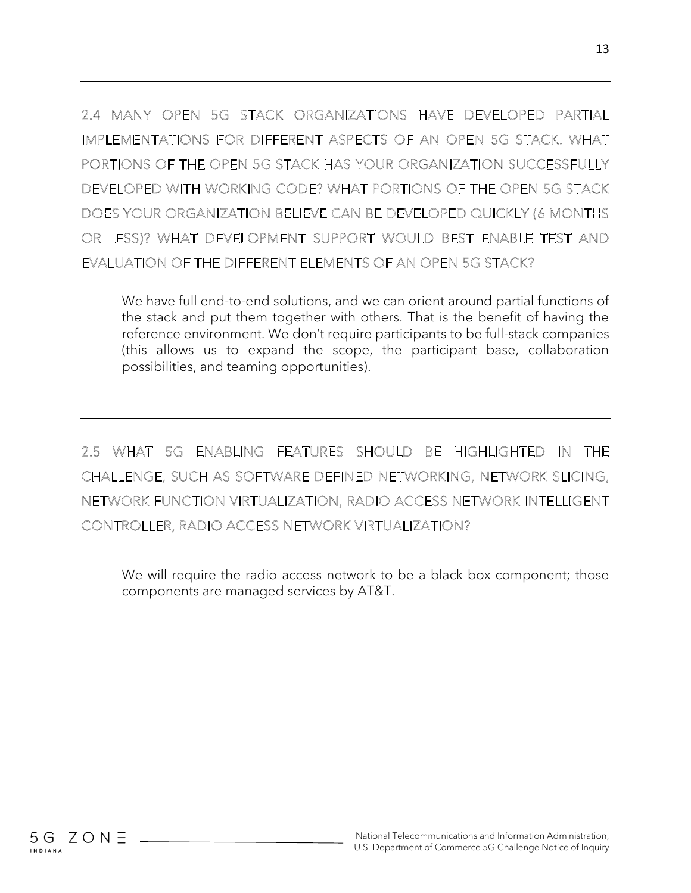---

## 2.4 MANY OPEN 5G STACK ORGANIZATIONS HAVE DEVELOPED PARTIAL IMPLEMENTATIONS FOR DIFFERENT ASPECTS OF AN OPEN 5G STACK. WHAT PORTIONS OF THE OPEN 5G STACK HAS YOUR ORGANIZATION SUCCESSFULLY DEVELOPED WITH WORKING CODE? WHAT PORTIONS OF THE OPEN 5G STACK DOES YOUR ORGANIZATION BELIEVE CAN BE DEVELOPED QUICKLY (6 MONTHS OR LESS)? WHAT DEVELOPMENT SUPPORT WOULD BEST ENABLE TEST AND EVALUATION OF THE DIFFERENT ELEMENTS OF AN OPEN 5G STACK?

We have full end-to-end solutions, and we can orient around partial functions of the stack and put them together with others. That is the benefit of having the reference environment. We don't require participants to be full-stack companies (this allows us to expand the scope, the participant base, collaboration possibilities, and teaming opportunities).

---

## 2.5 WHAT 5G ENABLING FEATURES SHOULD BE HIGHLIGHTED IN THE CHALLENGE, SUCH AS SOFTWARE DEFINED NETWORKING, NETWORK SLICING, NETWORK FUNCTION VIRTUALIZATION, RADIO ACCESS NETWORK INTELLIGENT CONTROLLER, RADIO ACCESS NETWORK VIRTUALIZATION?

We will require the radio access network to be a black box component; those components are managed services by AT&T.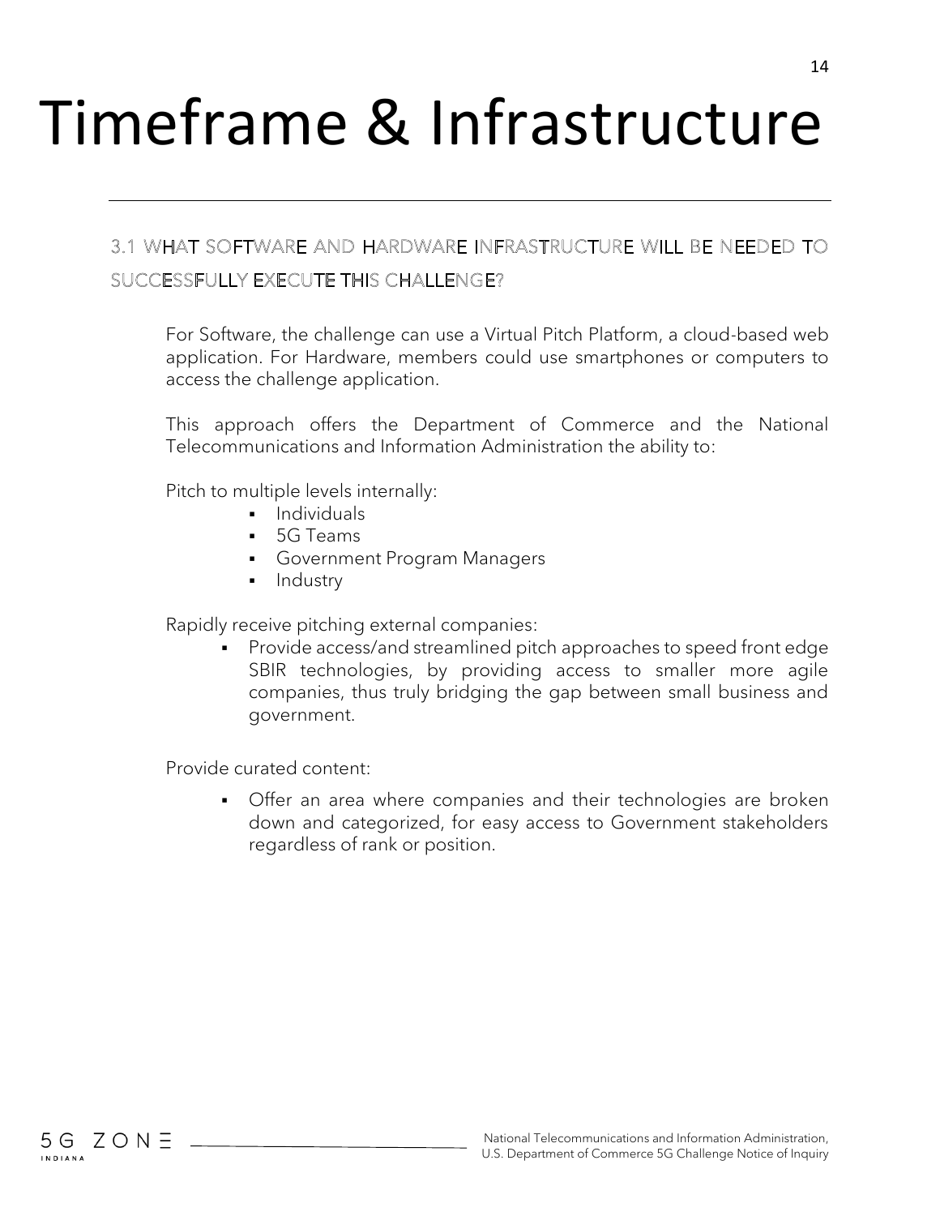# Timeframe & Infrastructure

## 3.1 WHAT SOFTWARE AND HARDWARE INFRASTRUCTURE WILL BE NEEDED TO SUCCESSFULLY EXECUTE THIS CHALLENGE?

For Software, the challenge can use a Virtual Pitch Platform, a cloud-based web application. For Hardware, members could use smartphones or computers to access the challenge application.

This approach offers the Department of Commerce and the National Telecommunications and Information Administration the ability to:

Pitch to multiple levels internally:

- Individuals
- 5G Teams
- Government Program Managers
- Industry

Rapidly receive pitching external companies:

- Provide access/and streamlined pitch approaches to speed front edge SBIR technologies, by providing access to smaller more agile companies, thus truly bridging the gap between small business and government.

Provide curated content:

- Offer an area where companies and their technologies are broken down and categorized, for easy access to Government stakeholders regardless of rank or position.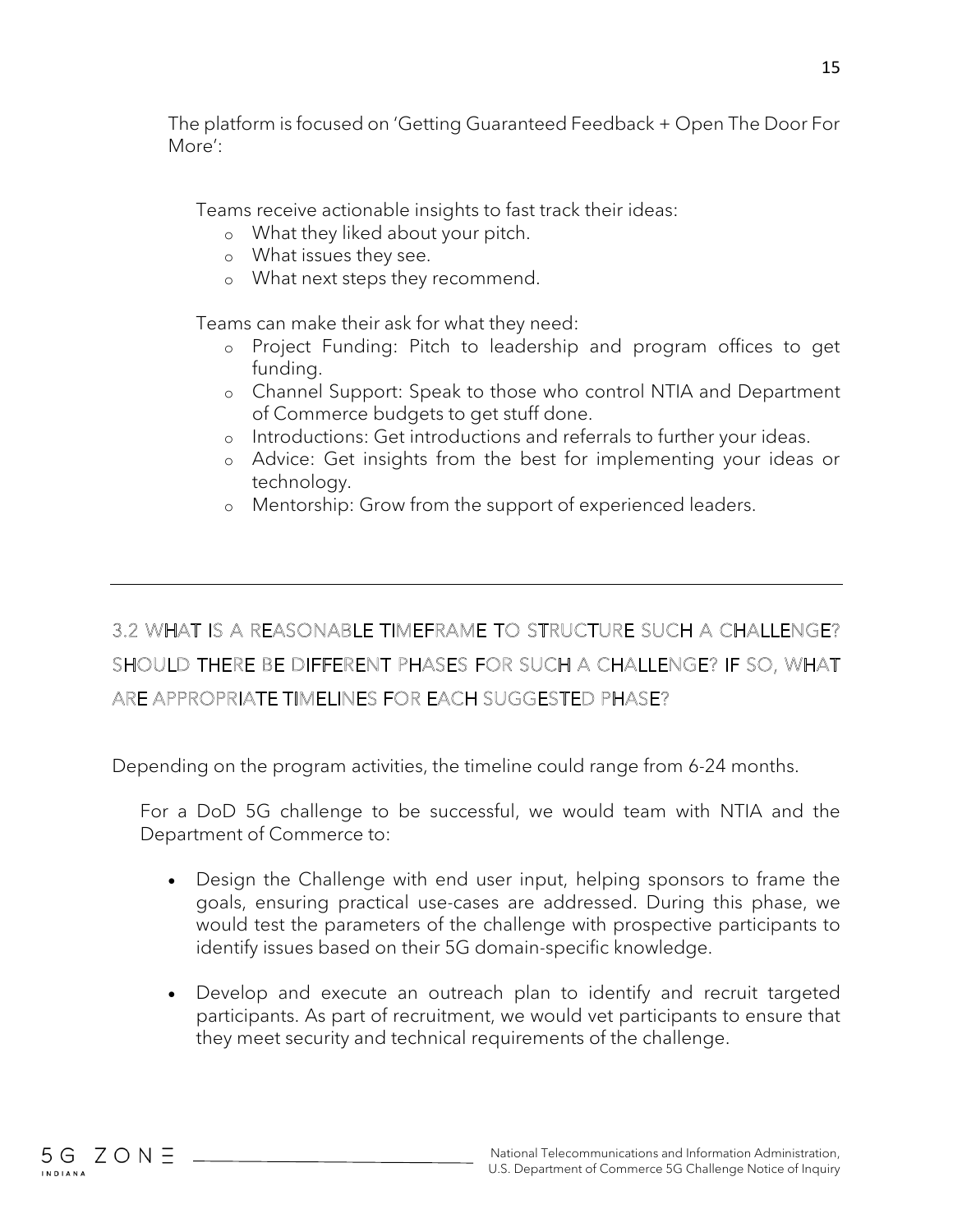The platform is focused on 'Getting Guaranteed Feedback + Open The Door For More':

Teams receive actionable insights to fast track their ideas:

- What they liked about your pitch.
- What issues they see.
- What next steps they recommend.

Teams can make their ask for what they need:

- Project Funding: Pitch to leadership and program offices to get funding.
- Channel Support: Speak to those who control NTIA and Department of Commerce budgets to get stuff done.
- Introductions: Get introductions and referrals to further your ideas.
- Advice: Get insights from the best for implementing your ideas or technology.
- Mentorship: Grow from the support of experienced leaders.

---

## 3.2 WHAT IS A REASONABLE TIMEFRAME TO STRUCTURE SUCH A CHALLENGE? SHOULD THERE BE DIFFERENT PHASES FOR SUCH A CHALLENGE? IF SO, WHAT ARE APPROPRIATE TIMELINES FOR EACH SUGGESTED PHASE?

Depending on the program activities, the timeline could range from 6-24 months.

For a DoD 5G challenge to be successful, we would team with NTIA and the Department of Commerce to:

- Design the Challenge with end user input, helping sponsors to frame the goals, ensuring practical use-cases are addressed. During this phase, we would test the parameters of the challenge with prospective participants to identify issues based on their 5G domain-specific knowledge.

- Develop and execute an outreach plan to identify and recruit targeted participants. As part of recruitment, we would vet participants to ensure that they meet security and technical requirements of the challenge.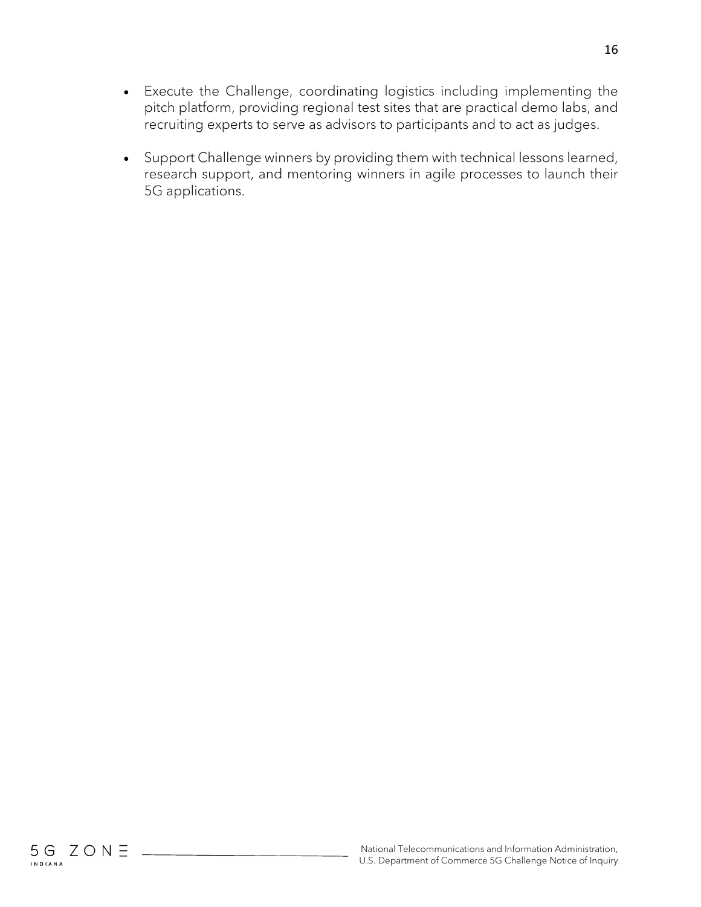- Execute the Challenge, coordinating logistics including implementing the pitch platform, providing regional test sites that are practical demo labs, and recruiting experts to serve as advisors to participants and to act as judges.

- Support Challenge winners by providing them with technical lessons learned, research support, and mentoring winners in agile processes to launch their 5G applications.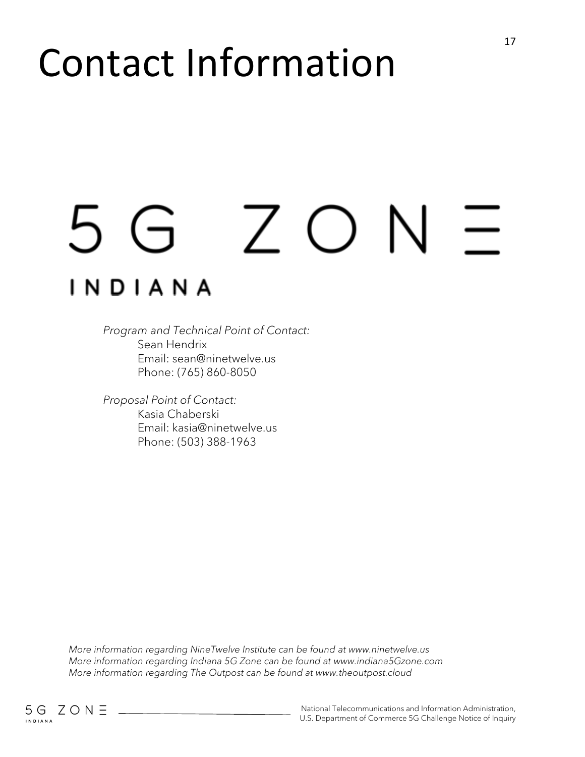# Contact Information

5G ZONE

INDIANA

*Program and Technical Point of Contact:*

Sean Hendrix
Email: sean@ninetwelve.us
Phone: (765) 860-8050

*Proposal Point of Contact:*

Kasia Chaberski
Email: kasia@ninetwelve.us
Phone: (503) 388-1963

*More information regarding NineTwelve Institute can be found at www.ninetwelve.us*
*More information regarding Indiana 5G Zone can be found at www.indiana5Gzone.com*
*More information regarding The Outpost can be found at www.theoutpost.cloud*